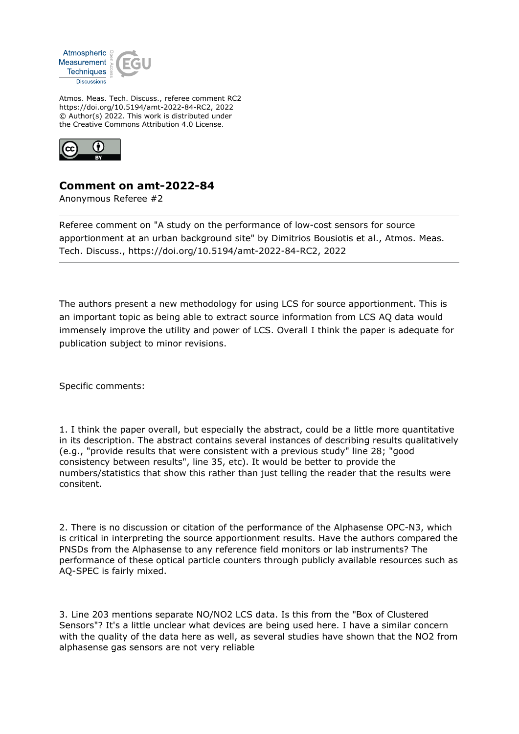Atmos. Meas. Tech. Discuss., referee comment RC2
https://doi.org/10.5194/amt-2022-84-RC2, 2022
© Author(s) 2022. This work is distributed under
the Creative Commons Attribution 4.0 License.

## Comment on amt-2022-84

Anonymous Referee #2

---

Referee comment on "A study on the performance of low-cost sensors for source apportionment at an urban background site" by Dimitrios Bousiotis et al., Atmos. Meas. Tech. Discuss., https://doi.org/10.5194/amt-2022-84-RC2, 2022

---

The authors present a new methodology for using LCS for source apportionment. This is an important topic as being able to extract source information from LCS AQ data would immensely improve the utility and power of LCS. Overall I think the paper is adequate for publication subject to minor revisions.

Specific comments:

1. I think the paper overall, but especially the abstract, could be a little more quantitative in its description. The abstract contains several instances of describing results qualitatively (e.g., "provide results that were consistent with a previous study" line 28; "good consistency between results", line 35, etc). It would be better to provide the numbers/statistics that show this rather than just telling the reader that the results were consitent.

2. There is no discussion or citation of the performance of the Alphasense OPC-N3, which is critical in interpreting the source apportionment results. Have the authors compared the PNSDs from the Alphasense to any reference field monitors or lab instruments? The performance of these optical particle counters through publicly available resources such as AQ-SPEC is fairly mixed.

3. Line 203 mentions separate NO/NO2 LCS data. Is this from the "Box of Clustered Sensors"? It's a little unclear what devices are being used here. I have a similar concern with the quality of the data here as well, as several studies have shown that the NO2 from alphasense gas sensors are not very reliable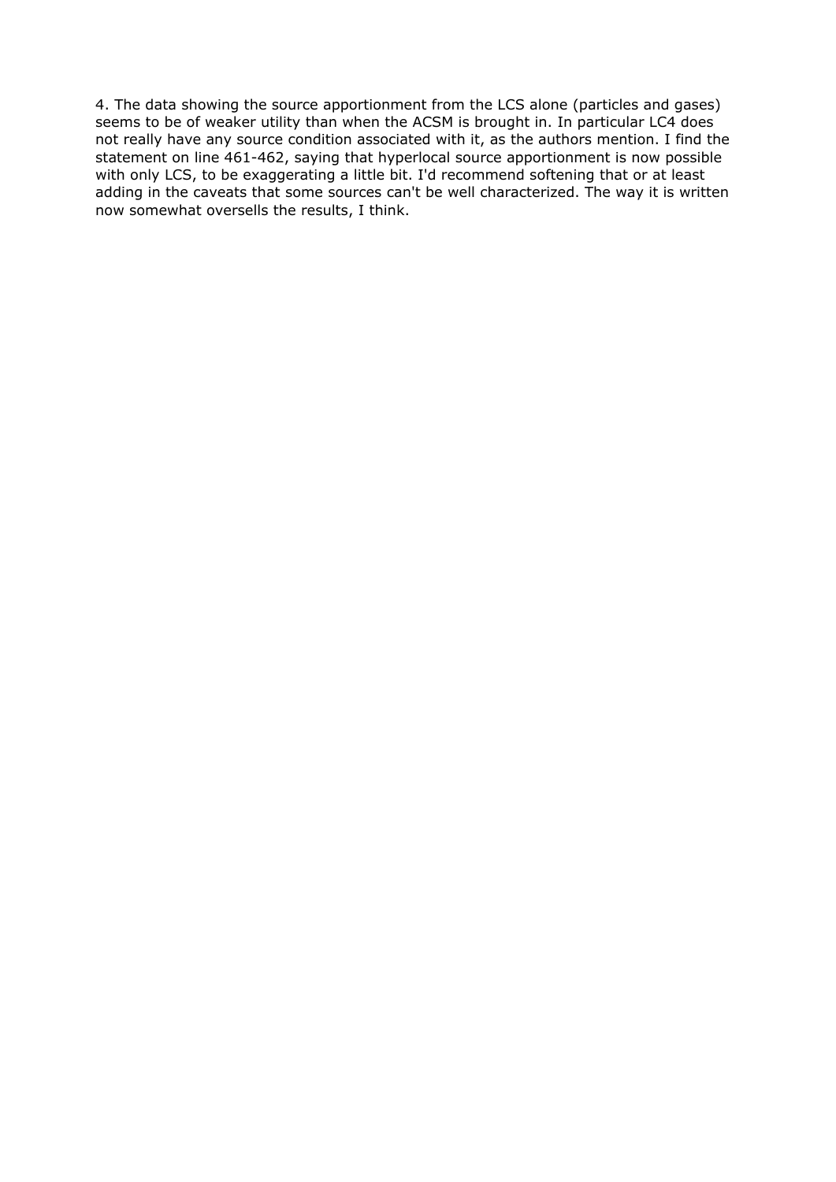4. The data showing the source apportionment from the LCS alone (particles and gases) seems to be of weaker utility than when the ACSM is brought in. In particular LC4 does not really have any source condition associated with it, as the authors mention. I find the statement on line 461-462, saying that hyperlocal source apportionment is now possible with only LCS, to be exaggerating a little bit. I'd recommend softening that or at least adding in the caveats that some sources can't be well characterized. The way it is written now somewhat oversells the results, I think.